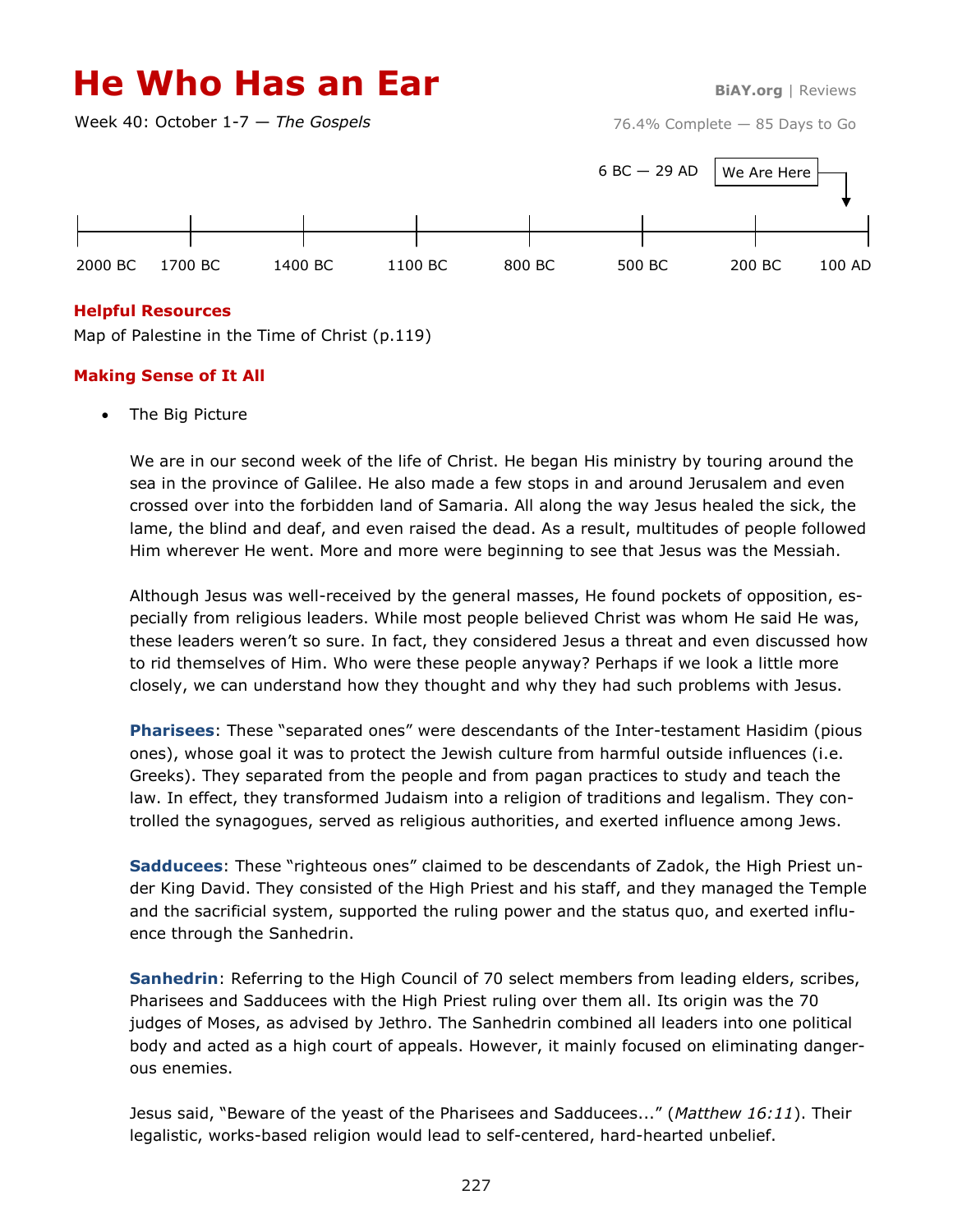# He Who Has an Ear

BiAY.org | Reviews

Week 40: October 1-7 — *The Gospels*

76.4% Complete — 85 Days to Go

6 BC — 29 AD

We Are Here

2000 BC 1700 BC 1400 BC 1100 BC 800 BC 500 BC 200 BC 100 AD

### Helpful Resources

Map of Palestine in the Time of Christ (p.119)

### Making Sense of It All

- The Big Picture

  We are in our second week of the life of Christ. He began His ministry by touring around the sea in the province of Galilee. He also made a few stops in and around Jerusalem and even crossed over into the forbidden land of Samaria. All along the way Jesus healed the sick, the lame, the blind and deaf, and even raised the dead. As a result, multitudes of people followed Him wherever He went. More and more were beginning to see that Jesus was the Messiah.

  Although Jesus was well-received by the general masses, He found pockets of opposition, especially from religious leaders. While most people believed Christ was whom He said He was, these leaders weren't so sure. In fact, they considered Jesus a threat and even discussed how to rid themselves of Him. Who were these people anyway? Perhaps if we look a little more closely, we can understand how they thought and why they had such problems with Jesus.

  **Pharisees**: These "separated ones" were descendants of the Inter-testament Hasidim (pious ones), whose goal it was to protect the Jewish culture from harmful outside influences (i.e. Greeks). They separated from the people and from pagan practices to study and teach the law. In effect, they transformed Judaism into a religion of traditions and legalism. They controlled the synagogues, served as religious authorities, and exerted influence among Jews.

  **Sadducees**: These "righteous ones" claimed to be descendants of Zadok, the High Priest under King David. They consisted of the High Priest and his staff, and they managed the Temple and the sacrificial system, supported the ruling power and the status quo, and exerted influence through the Sanhedrin.

  **Sanhedrin**: Referring to the High Council of 70 select members from leading elders, scribes, Pharisees and Sadducees with the High Priest ruling over them all. Its origin was the 70 judges of Moses, as advised by Jethro. The Sanhedrin combined all leaders into one political body and acted as a high court of appeals. However, it mainly focused on eliminating dangerous enemies.

  Jesus said, "Beware of the yeast of the Pharisees and Sadducees..." (*Matthew 16:11*). Their legalistic, works-based religion would lead to self-centered, hard-hearted unbelief.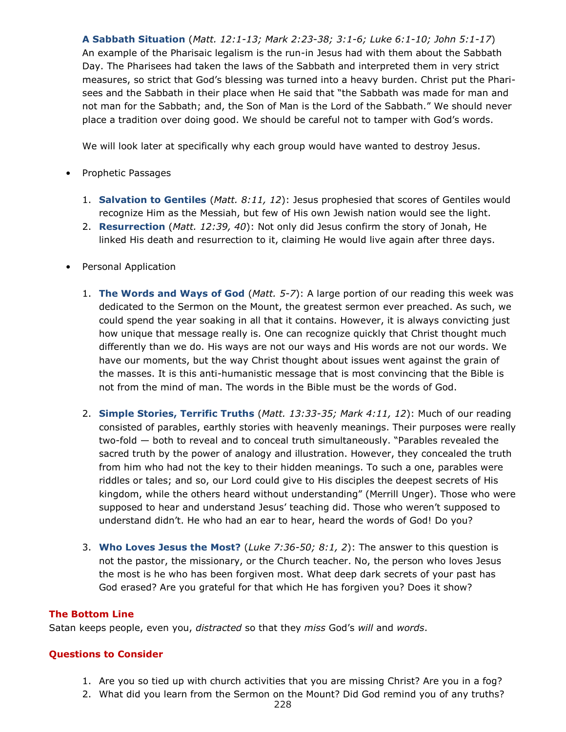**A Sabbath Situation** (*Matt. 12:1-13; Mark 2:23-38; 3:1-6; Luke 6:1-10; John 5:1-17*) An example of the Pharisaic legalism is the run-in Jesus had with them about the Sabbath Day. The Pharisees had taken the laws of the Sabbath and interpreted them in very strict measures, so strict that God's blessing was turned into a heavy burden. Christ put the Pharisees and the Sabbath in their place when He said that "the Sabbath was made for man and not man for the Sabbath; and, the Son of Man is the Lord of the Sabbath." We should never place a tradition over doing good. We should be careful not to tamper with God's words.

We will look later at specifically why each group would have wanted to destroy Jesus.

- Prophetic Passages

    1. **Salvation to Gentiles** (*Matt. 8:11, 12*): Jesus prophesied that scores of Gentiles would recognize Him as the Messiah, but few of His own Jewish nation would see the light.
    2. **Resurrection** (*Matt. 12:39, 40*): Not only did Jesus confirm the story of Jonah, He linked His death and resurrection to it, claiming He would live again after three days.

- Personal Application

    1. **The Words and Ways of God** (*Matt. 5-7*): A large portion of our reading this week was dedicated to the Sermon on the Mount, the greatest sermon ever preached. As such, we could spend the year soaking in all that it contains. However, it is always convicting just how unique that message really is. One can recognize quickly that Christ thought much differently than we do. His ways are not our ways and His words are not our words. We have our moments, but the way Christ thought about issues went against the grain of the masses. It is this anti-humanistic message that is most convincing that the Bible is not from the mind of man. The words in the Bible must be the words of God.

    2. **Simple Stories, Terrific Truths** (*Matt. 13:33-35; Mark 4:11, 12*): Much of our reading consisted of parables, earthly stories with heavenly meanings. Their purposes were really two-fold — both to reveal and to conceal truth simultaneously. "Parables revealed the sacred truth by the power of analogy and illustration. However, they concealed the truth from him who had not the key to their hidden meanings. To such a one, parables were riddles or tales; and so, our Lord could give to His disciples the deepest secrets of His kingdom, while the others heard without understanding" (Merrill Unger). Those who were supposed to hear and understand Jesus' teaching did. Those who weren't supposed to understand didn't. He who had an ear to hear, heard the words of God! Do you?

    3. **Who Loves Jesus the Most?** (*Luke 7:36-50; 8:1, 2*): The answer to this question is not the pastor, the missionary, or the Church teacher. No, the person who loves Jesus the most is he who has been forgiven most. What deep dark secrets of your past has God erased? Are you grateful for that which He has forgiven you? Does it show?

## The Bottom Line

Satan keeps people, even you, *distracted* so that they *miss* God's *will* and *words*.

## Questions to Consider

1. Are you so tied up with church activities that you are missing Christ? Are you in a fog?
2. What did you learn from the Sermon on the Mount? Did God remind you of any truths?